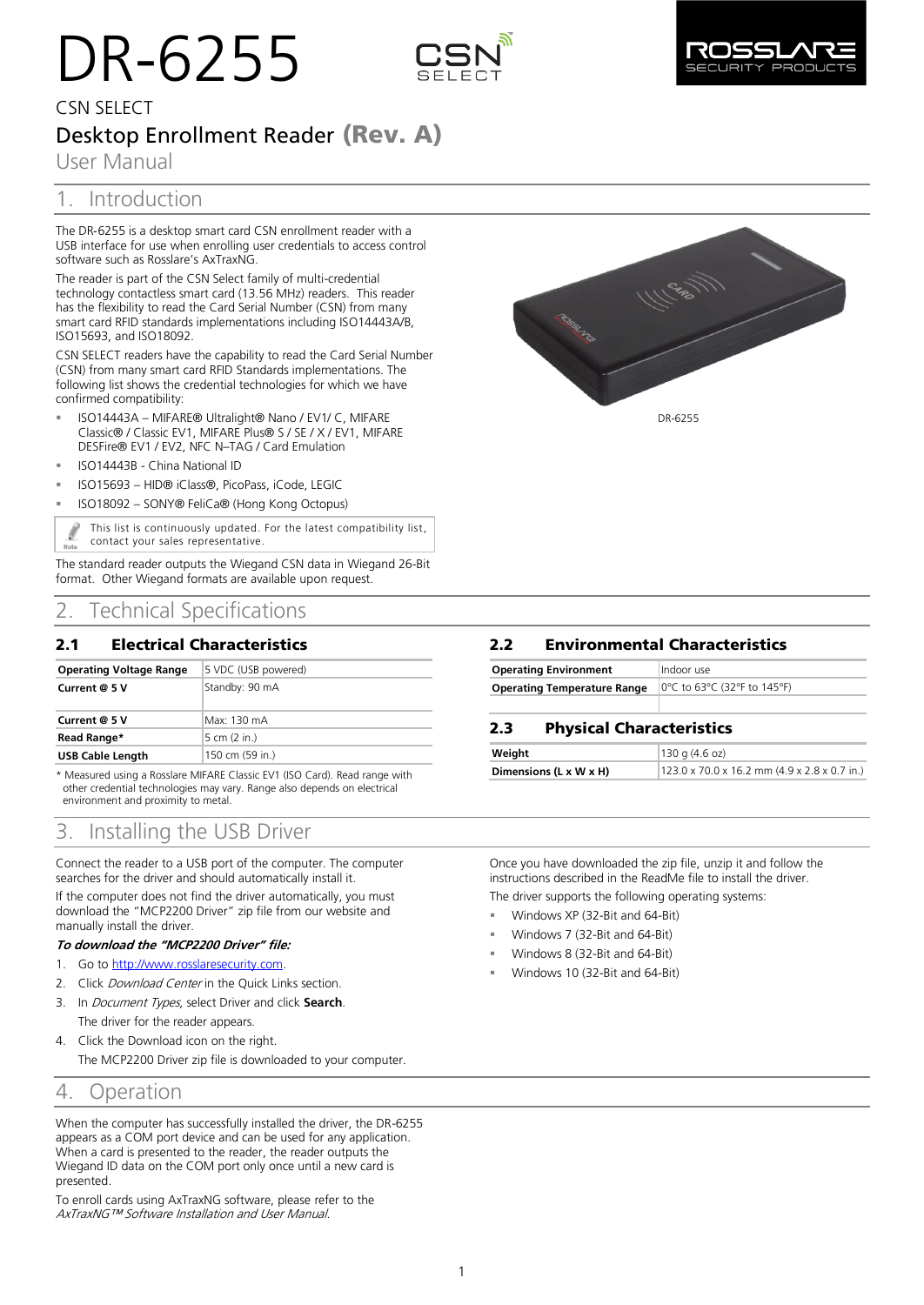# DR-6255

CSN SELECT

## Desktop Enrollment Reader (Rev. A)

User Manual

## 1. Introduction

The DR-6255 is a desktop smart card CSN enrollment reader with a USB interface for use when enrolling user credentials to access control software such as Rosslare's AxTraxNG.

The reader is part of the CSN Select family of multi-credential technology contactless smart card (13.56 MHz) readers. This reader has the flexibility to read the Card Serial Number (CSN) from many smart card RFID standards implementations including ISO14443A/B, ISO15693, and ISO18092.

CSN SELECT readers have the capability to read the Card Serial Number (CSN) from many smart card RFID Standards implementations. The following list shows the credential technologies for which we have confirmed compatibility:

- ISO14443A – MIFARE® Ultralight® Nano / EV1/ C, MIFARE Classic® / Classic EV1, MIFARE Plus® S / SE / X / EV1, MIFARE DESFire® EV1 / EV2, NFC N–TAG / Card Emulation
- ISO14443B - China National ID
- ISO15693 – HID® iClass®, PicoPass, iCode, LEGIC
- ISO18092 – SONY® FeliCa® (Hong Kong Octopus)

> Note: This list is continuously updated. For the latest compatibility list, contact your sales representative.

The standard reader outputs the Wiegand CSN data in Wiegand 26-Bit format. Other Wiegand formats are available upon request.

DR-6255

## 2. Technical Specifications

### 2.1 Electrical Characteristics

| | |
|---|---|
| **Operating Voltage Range** | 5 VDC (USB powered) |
| **Current @ 5 V** | Standby: 90 mA |
| **Current @ 5 V** | Max: 130 mA |
| **Read Range*** | 5 cm (2 in.) |
| **USB Cable Length** | 150 cm (59 in.) |

* Measured using a Rosslare MIFARE Classic EV1 (ISO Card). Read range with other credential technologies may vary. Range also depends on electrical environment and proximity to metal.

### 2.2 Environmental Characteristics

| | |
|---|---|
| **Operating Environment** | Indoor use |
| **Operating Temperature Range** | 0°C to 63°C (32°F to 145°F) |

### 2.3 Physical Characteristics

| | |
|---|---|
| **Weight** | 130 g (4.6 oz) |
| **Dimensions (L x W x H)** | 123.0 x 70.0 x 16.2 mm (4.9 x 2.8 x 0.7 in.) |

## 3. Installing the USB Driver

Connect the reader to a USB port of the computer. The computer searches for the driver and should automatically install it.

If the computer does not find the driver automatically, you must download the "MCP2200 Driver" zip file from our website and manually install the driver.

***To download the "MCP2200 Driver" file:***

1. Go to http://www.rosslaresecurity.com.
2. Click *Download Center* in the Quick Links section.
3. In *Document Types*, select Driver and click **Search**.

   The driver for the reader appears.
4. Click the Download icon on the right.

   The MCP2200 Driver zip file is downloaded to your computer.

Once you have downloaded the zip file, unzip it and follow the instructions described in the ReadMe file to install the driver.

The driver supports the following operating systems:

- Windows XP (32-Bit and 64-Bit)
- Windows 7 (32-Bit and 64-Bit)
- Windows 8 (32-Bit and 64-Bit)
- Windows 10 (32-Bit and 64-Bit)

## 4. Operation

When the computer has successfully installed the driver, the DR-6255 appears as a COM port device and can be used for any application. When a card is presented to the reader, the reader outputs the Wiegand ID data on the COM port only once until a new card is presented.

To enroll cards using AxTraxNG software, please refer to the *AxTraxNG™ Software Installation and User Manual.*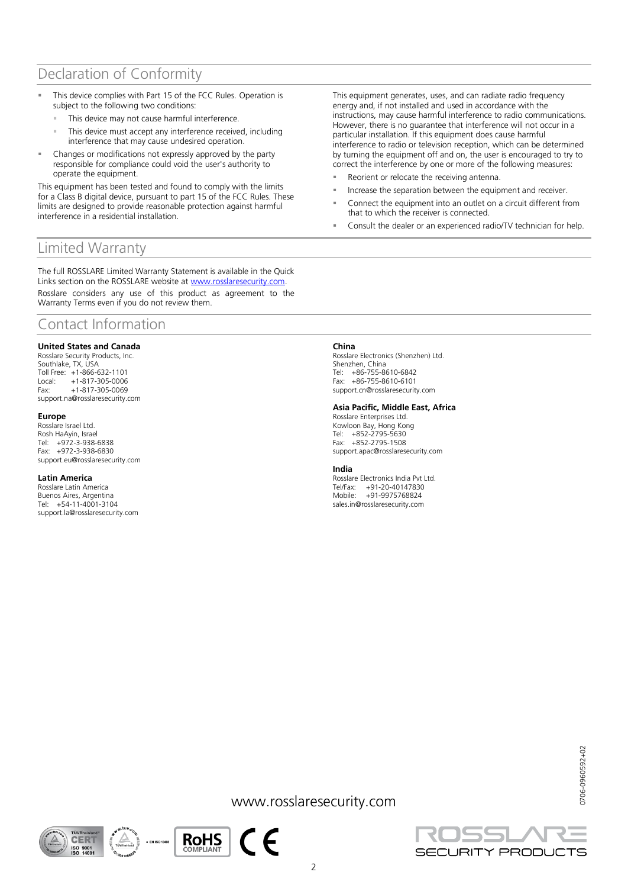## Declaration of Conformity

- This device complies with Part 15 of the FCC Rules. Operation is subject to the following two conditions:
  - This device may not cause harmful interference.
  - This device must accept any interference received, including interference that may cause undesired operation.
- Changes or modifications not expressly approved by the party responsible for compliance could void the user's authority to operate the equipment.

This equipment has been tested and found to comply with the limits for a Class B digital device, pursuant to part 15 of the FCC Rules. These limits are designed to provide reasonable protection against harmful interference in a residential installation.

This equipment generates, uses, and can radiate radio frequency energy and, if not installed and used in accordance with the instructions, may cause harmful interference to radio communications. However, there is no guarantee that interference will not occur in a particular installation. If this equipment does cause harmful interference to radio or television reception, which can be determined by turning the equipment off and on, the user is encouraged to try to correct the interference by one or more of the following measures:

- Reorient or relocate the receiving antenna.
- Increase the separation between the equipment and receiver.
- Connect the equipment into an outlet on a circuit different from that to which the receiver is connected.
- Consult the dealer or an experienced radio/TV technician for help.

## Limited Warranty

The full ROSSLARE Limited Warranty Statement is available in the Quick Links section on the ROSSLARE website at www.rosslaresecurity.com.

Rosslare considers any use of this product as agreement to the Warranty Terms even if you do not review them.

## Contact Information

**United States and Canada**
Rosslare Security Products, Inc.
Southlake, TX, USA
Toll Free: +1-866-632-1101
Local: +1-817-305-0006
Fax: +1-817-305-0069
support.na@rosslaresecurity.com

**Europe**
Rosslare Israel Ltd.
Rosh HaAyin, Israel
Tel: +972-3-938-6838
Fax: +972-3-938-6830
support.eu@rosslaresecurity.com

**Latin America**
Rosslare Latin America
Buenos Aires, Argentina
Tel: +54-11-4001-3104
support.la@rosslaresecurity.com

**China**
Rosslare Electronics (Shenzhen) Ltd.
Shenzhen, China
Tel: +86-755-8610-6842
Fax: +86-755-8610-6101
support.cn@rosslaresecurity.com

**Asia Pacific, Middle East, Africa**
Rosslare Enterprises Ltd.
Kowloon Bay, Hong Kong
Tel: +852-2795-5630
Fax: +852-2795-1508
support.apac@rosslaresecurity.com

**India**
Rosslare Electronics India Pvt Ltd.
Tel/Fax: +91-20-40147830
Mobile: +91-9975768824
sales.in@rosslaresecurity.com

www.rosslaresecurity.com

0706-0960592+02